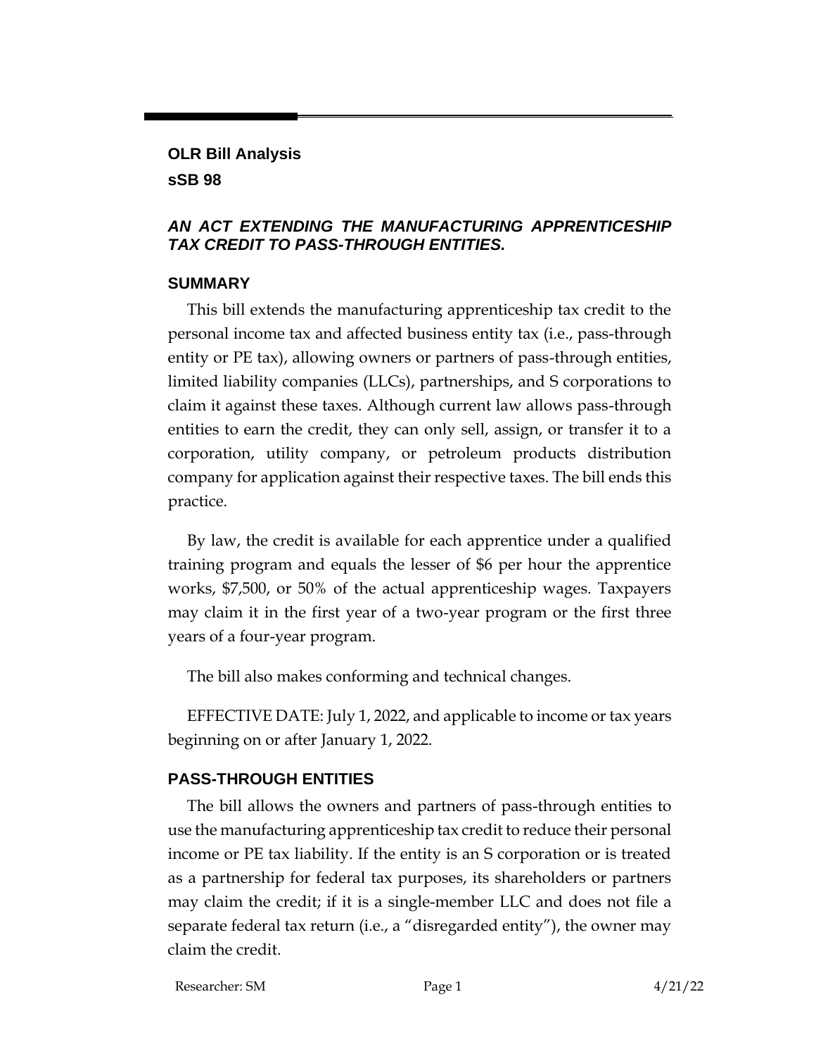**OLR Bill Analysis**

**sSB 98**

## *AN ACT EXTENDING THE MANUFACTURING APPRENTICESHIP TAX CREDIT TO PASS-THROUGH ENTITIES.*

### SUMMARY

This bill extends the manufacturing apprenticeship tax credit to the personal income tax and affected business entity tax (i.e., pass-through entity or PE tax), allowing owners or partners of pass-through entities, limited liability companies (LLCs), partnerships, and S corporations to claim it against these taxes. Although current law allows pass-through entities to earn the credit, they can only sell, assign, or transfer it to a corporation, utility company, or petroleum products distribution company for application against their respective taxes. The bill ends this practice.

By law, the credit is available for each apprentice under a qualified training program and equals the lesser of $6 per hour the apprentice works, $7,500, or 50% of the actual apprenticeship wages. Taxpayers may claim it in the first year of a two-year program or the first three years of a four-year program.

The bill also makes conforming and technical changes.

EFFECTIVE DATE: July 1, 2022, and applicable to income or tax years beginning on or after January 1, 2022.

### PASS-THROUGH ENTITIES

The bill allows the owners and partners of pass-through entities to use the manufacturing apprenticeship tax credit to reduce their personal income or PE tax liability. If the entity is an S corporation or is treated as a partnership for federal tax purposes, its shareholders or partners may claim the credit; if it is a single-member LLC and does not file a separate federal tax return (i.e., a "disregarded entity"), the owner may claim the credit.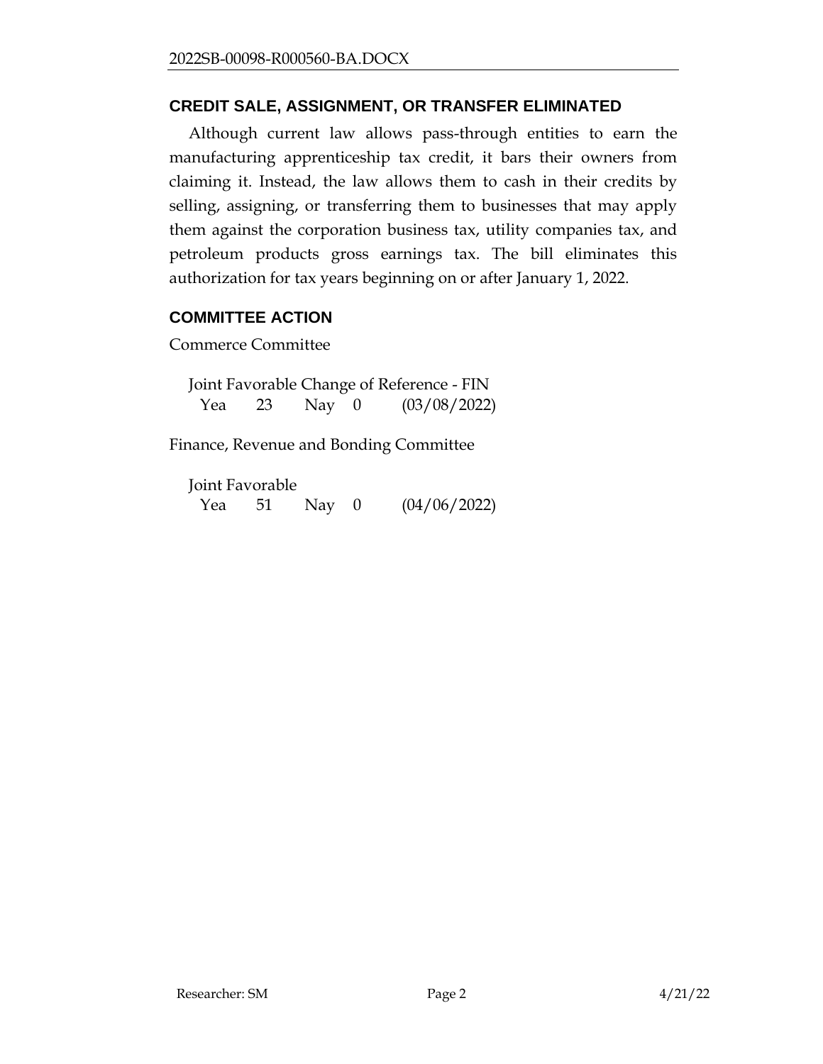## CREDIT SALE, ASSIGNMENT, OR TRANSFER ELIMINATED

Although current law allows pass-through entities to earn the manufacturing apprenticeship tax credit, it bars their owners from claiming it. Instead, the law allows them to cash in their credits by selling, assigning, or transferring them to businesses that may apply them against the corporation business tax, utility companies tax, and petroleum products gross earnings tax. The bill eliminates this authorization for tax years beginning on or after January 1, 2022.

## COMMITTEE ACTION

Commerce Committee

Joint Favorable Change of Reference - FIN
Yea 23 Nay 0 (03/08/2022)

Finance, Revenue and Bonding Committee

Joint Favorable
Yea 51 Nay 0 (04/06/2022)